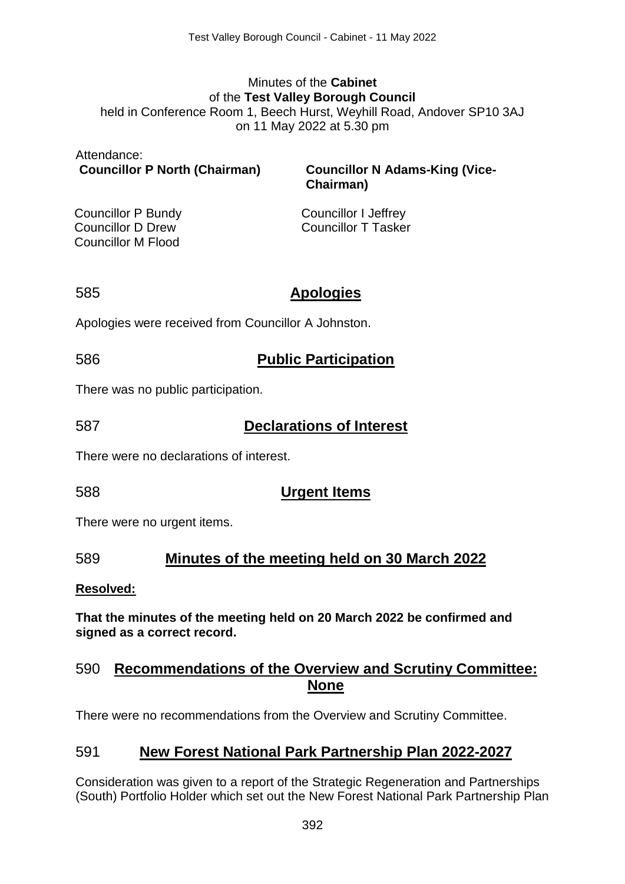Minutes of the **Cabinet**
of the **Test Valley Borough Council**
held in Conference Room 1, Beech Hurst, Weyhill Road, Andover SP10 3AJ
on 11 May 2022 at 5.30 pm

Attendance:
**Councillor P North (Chairman)**
**Councillor N Adams-King (Vice-Chairman)**

Councillor P Bundy
Councillor D Drew
Councillor M Flood
Councillor I Jeffrey
Councillor T Tasker

## 585 Apologies

Apologies were received from Councillor A Johnston.

## 586 Public Participation

There was no public participation.

## 587 Declarations of Interest

There were no declarations of interest.

## 588 Urgent Items

There were no urgent items.

## 589 Minutes of the meeting held on 30 March 2022

**Resolved:**

**That the minutes of the meeting held on 20 March 2022 be confirmed and signed as a correct record.**

## 590 Recommendations of the Overview and Scrutiny Committee: None

There were no recommendations from the Overview and Scrutiny Committee.

## 591 New Forest National Park Partnership Plan 2022-2027

Consideration was given to a report of the Strategic Regeneration and Partnerships (South) Portfolio Holder which set out the New Forest National Park Partnership Plan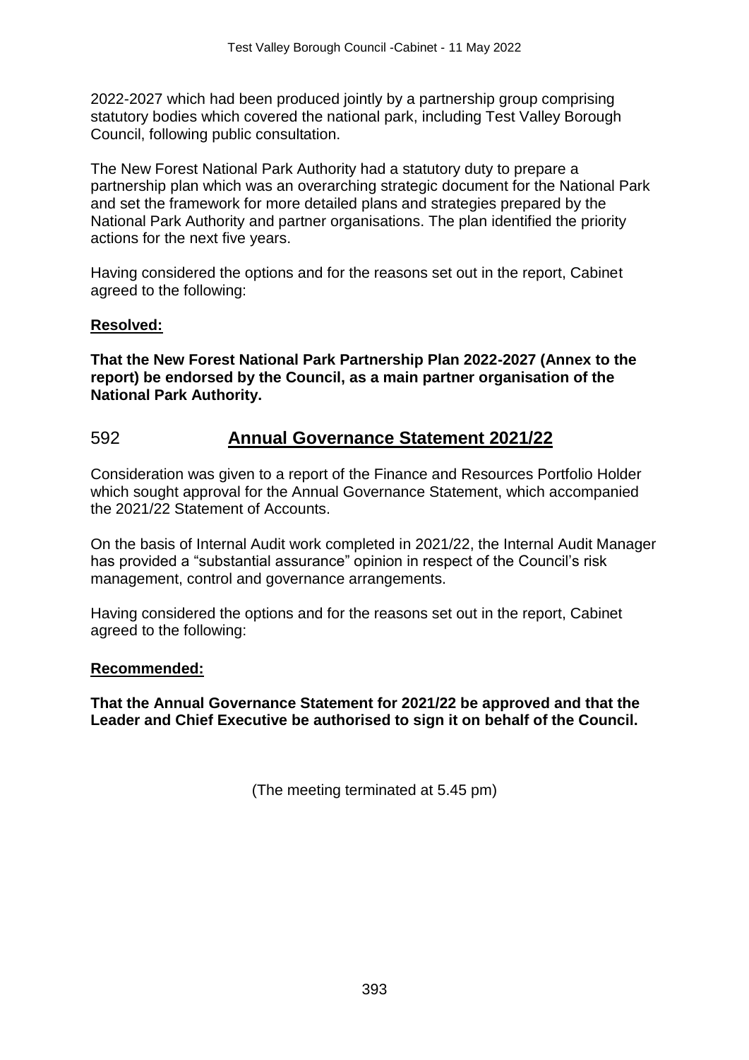2022-2027 which had been produced jointly by a partnership group comprising statutory bodies which covered the national park, including Test Valley Borough Council, following public consultation.

The New Forest National Park Authority had a statutory duty to prepare a partnership plan which was an overarching strategic document for the National Park and set the framework for more detailed plans and strategies prepared by the National Park Authority and partner organisations. The plan identified the priority actions for the next five years.

Having considered the options and for the reasons set out in the report, Cabinet agreed to the following:

**Resolved:**

**That the New Forest National Park Partnership Plan 2022-2027 (Annex to the report) be endorsed by the Council, as a main partner organisation of the National Park Authority.**

## 592 Annual Governance Statement 2021/22

Consideration was given to a report of the Finance and Resources Portfolio Holder which sought approval for the Annual Governance Statement, which accompanied the 2021/22 Statement of Accounts.

On the basis of Internal Audit work completed in 2021/22, the Internal Audit Manager has provided a "substantial assurance" opinion in respect of the Council's risk management, control and governance arrangements.

Having considered the options and for the reasons set out in the report, Cabinet agreed to the following:

**Recommended:**

**That the Annual Governance Statement for 2021/22 be approved and that the Leader and Chief Executive be authorised to sign it on behalf of the Council.**

(The meeting terminated at 5.45 pm)